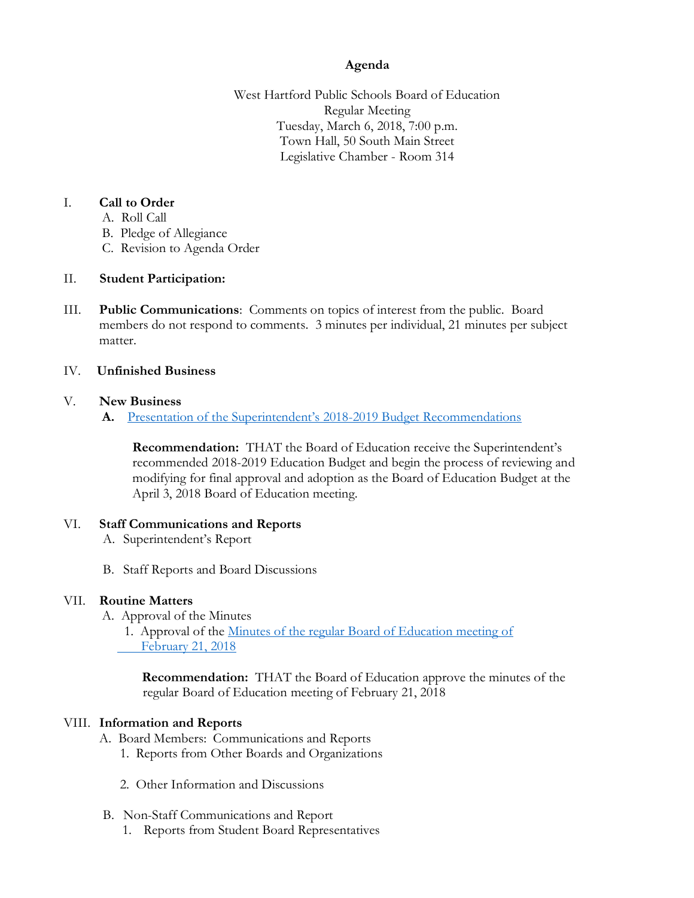# Agenda

West Hartford Public Schools Board of Education
Regular Meeting
Tuesday, March 6, 2018, 7:00 p.m.
Town Hall, 50 South Main Street
Legislative Chamber - Room 314

I. **Call to Order**
   A. Roll Call
   B. Pledge of Allegiance
   C. Revision to Agenda Order

II. **Student Participation:**

III. **Public Communications**: Comments on topics of interest from the public. Board members do not respond to comments. 3 minutes per individual, 21 minutes per subject matter.

IV. **Unfinished Business**

V. **New Business**
   **A.** Presentation of the Superintendent's 2018-2019 Budget Recommendations

   **Recommendation:** THAT the Board of Education receive the Superintendent's recommended 2018-2019 Education Budget and begin the process of reviewing and modifying for final approval and adoption as the Board of Education Budget at the April 3, 2018 Board of Education meeting.

VI. **Staff Communications and Reports**
   A. Superintendent's Report

   B. Staff Reports and Board Discussions

VII. **Routine Matters**
   A. Approval of the Minutes
      1. Approval of the Minutes of the regular Board of Education meeting of February 21, 2018

      **Recommendation:** THAT the Board of Education approve the minutes of the regular Board of Education meeting of February 21, 2018

VIII. **Information and Reports**
   A. Board Members: Communications and Reports
      1. Reports from Other Boards and Organizations

      2. Other Information and Discussions

   B. Non-Staff Communications and Report
      1. Reports from Student Board Representatives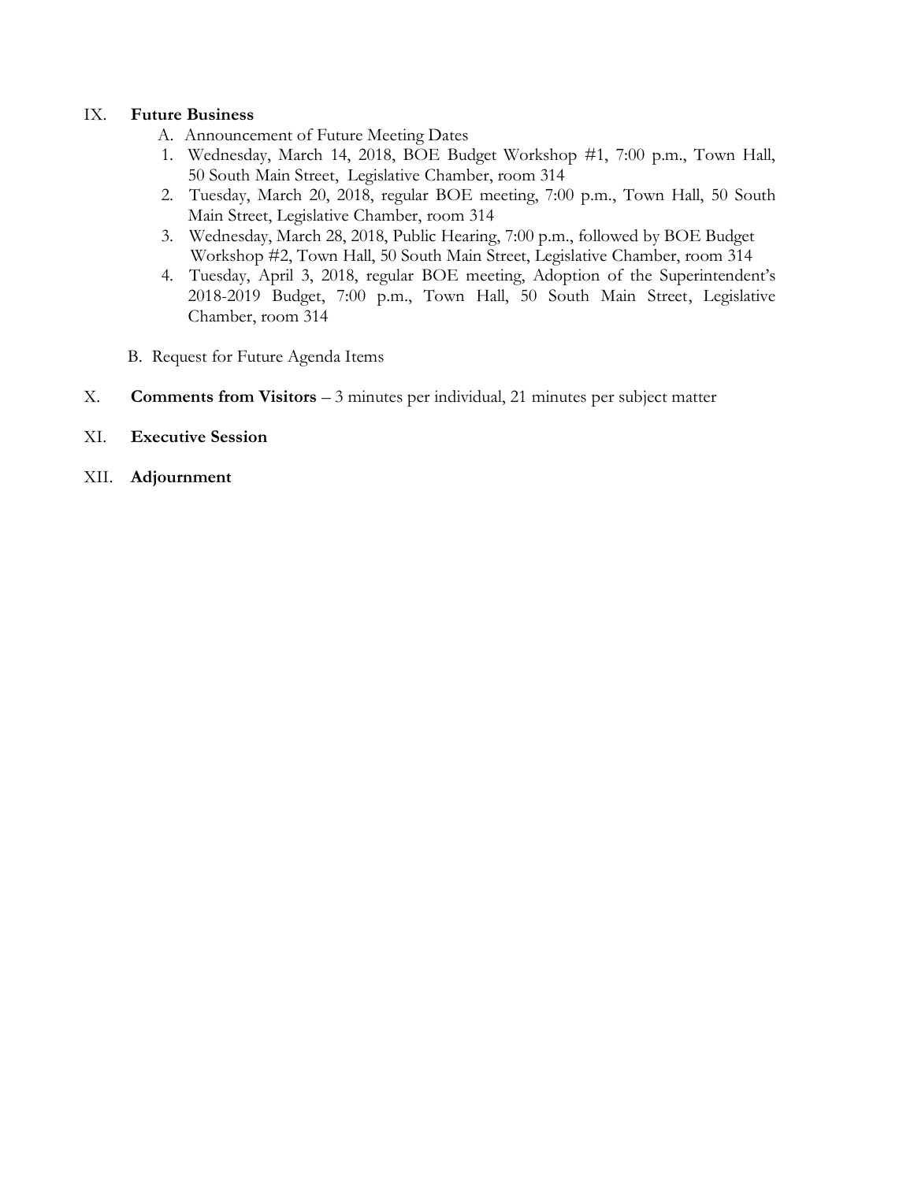IX. **Future Business**

A. Announcement of Future Meeting Dates

1. Wednesday, March 14, 2018, BOE Budget Workshop #1, 7:00 p.m., Town Hall, 50 South Main Street, Legislative Chamber, room 314
2. Tuesday, March 20, 2018, regular BOE meeting, 7:00 p.m., Town Hall, 50 South Main Street, Legislative Chamber, room 314
3. Wednesday, March 28, 2018, Public Hearing, 7:00 p.m., followed by BOE Budget Workshop #2, Town Hall, 50 South Main Street, Legislative Chamber, room 314
4. Tuesday, April 3, 2018, regular BOE meeting, Adoption of the Superintendent's 2018-2019 Budget, 7:00 p.m., Town Hall, 50 South Main Street, Legislative Chamber, room 314

B. Request for Future Agenda Items

X. **Comments from Visitors** – 3 minutes per individual, 21 minutes per subject matter

XI. **Executive Session**

XII. **Adjournment**